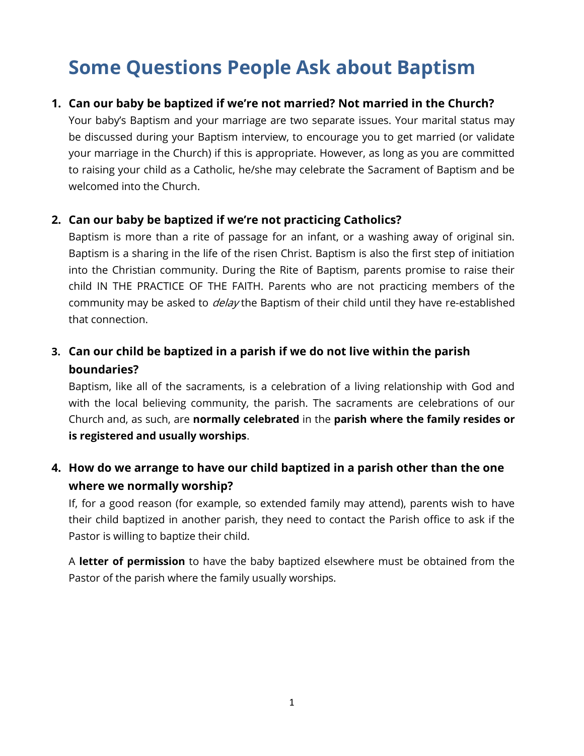# Some Questions People Ask about Baptism

1. **Can our baby be baptized if we're not married? Not married in the Church?**

   Your baby's Baptism and your marriage are two separate issues. Your marital status may be discussed during your Baptism interview, to encourage you to get married (or validate your marriage in the Church) if this is appropriate. However, as long as you are committed to raising your child as a Catholic, he/she may celebrate the Sacrament of Baptism and be welcomed into the Church.

2. **Can our baby be baptized if we're not practicing Catholics?**

   Baptism is more than a rite of passage for an infant, or a washing away of original sin. Baptism is a sharing in the life of the risen Christ. Baptism is also the first step of initiation into the Christian community. During the Rite of Baptism, parents promise to raise their child IN THE PRACTICE OF THE FAITH. Parents who are not practicing members of the community may be asked to *delay* the Baptism of their child until they have re-established that connection.

3. **Can our child be baptized in a parish if we do not live within the parish boundaries?**

   Baptism, like all of the sacraments, is a celebration of a living relationship with God and with the local believing community, the parish. The sacraments are celebrations of our Church and, as such, are **normally celebrated** in the **parish where the family resides or is registered and usually worships**.

4. **How do we arrange to have our child baptized in a parish other than the one where we normally worship?**

   If, for a good reason (for example, so extended family may attend), parents wish to have their child baptized in another parish, they need to contact the Parish office to ask if the Pastor is willing to baptize their child.

   A **letter of permission** to have the baby baptized elsewhere must be obtained from the Pastor of the parish where the family usually worships.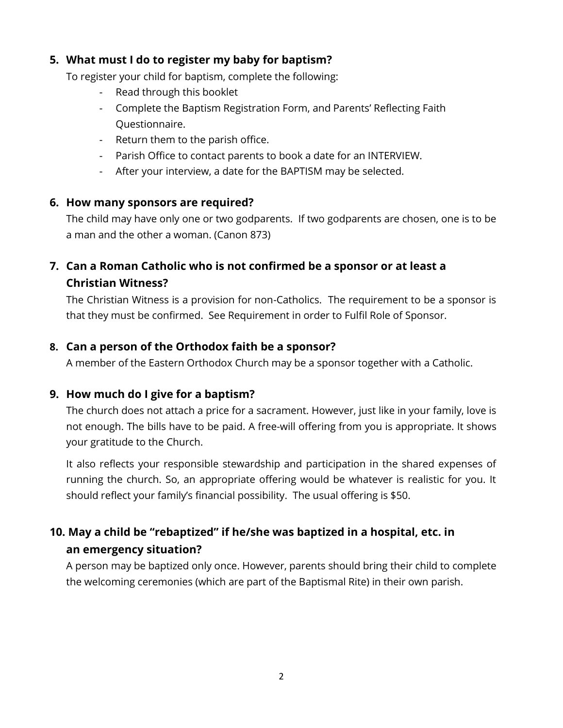**5. What must I do to register my baby for baptism?**

To register your child for baptism, complete the following:

- Read through this booklet
- Complete the Baptism Registration Form, and Parents' Reflecting Faith Questionnaire.
- Return them to the parish office.
- Parish Office to contact parents to book a date for an INTERVIEW.
- After your interview, a date for the BAPTISM may be selected.

**6. How many sponsors are required?**

The child may have only one or two godparents. If two godparents are chosen, one is to be a man and the other a woman. (Canon 873)

**7. Can a Roman Catholic who is not confirmed be a sponsor or at least a Christian Witness?**

The Christian Witness is a provision for non-Catholics. The requirement to be a sponsor is that they must be confirmed. See Requirement in order to Fulfil Role of Sponsor.

**8. Can a person of the Orthodox faith be a sponsor?**

A member of the Eastern Orthodox Church may be a sponsor together with a Catholic.

**9. How much do I give for a baptism?**

The church does not attach a price for a sacrament. However, just like in your family, love is not enough. The bills have to be paid. A free-will offering from you is appropriate. It shows your gratitude to the Church.

It also reflects your responsible stewardship and participation in the shared expenses of running the church. So, an appropriate offering would be whatever is realistic for you. It should reflect your family's financial possibility. The usual offering is $50.

**10. May a child be "rebaptized" if he/she was baptized in a hospital, etc. in an emergency situation?**

A person may be baptized only once. However, parents should bring their child to complete the welcoming ceremonies (which are part of the Baptismal Rite) in their own parish.